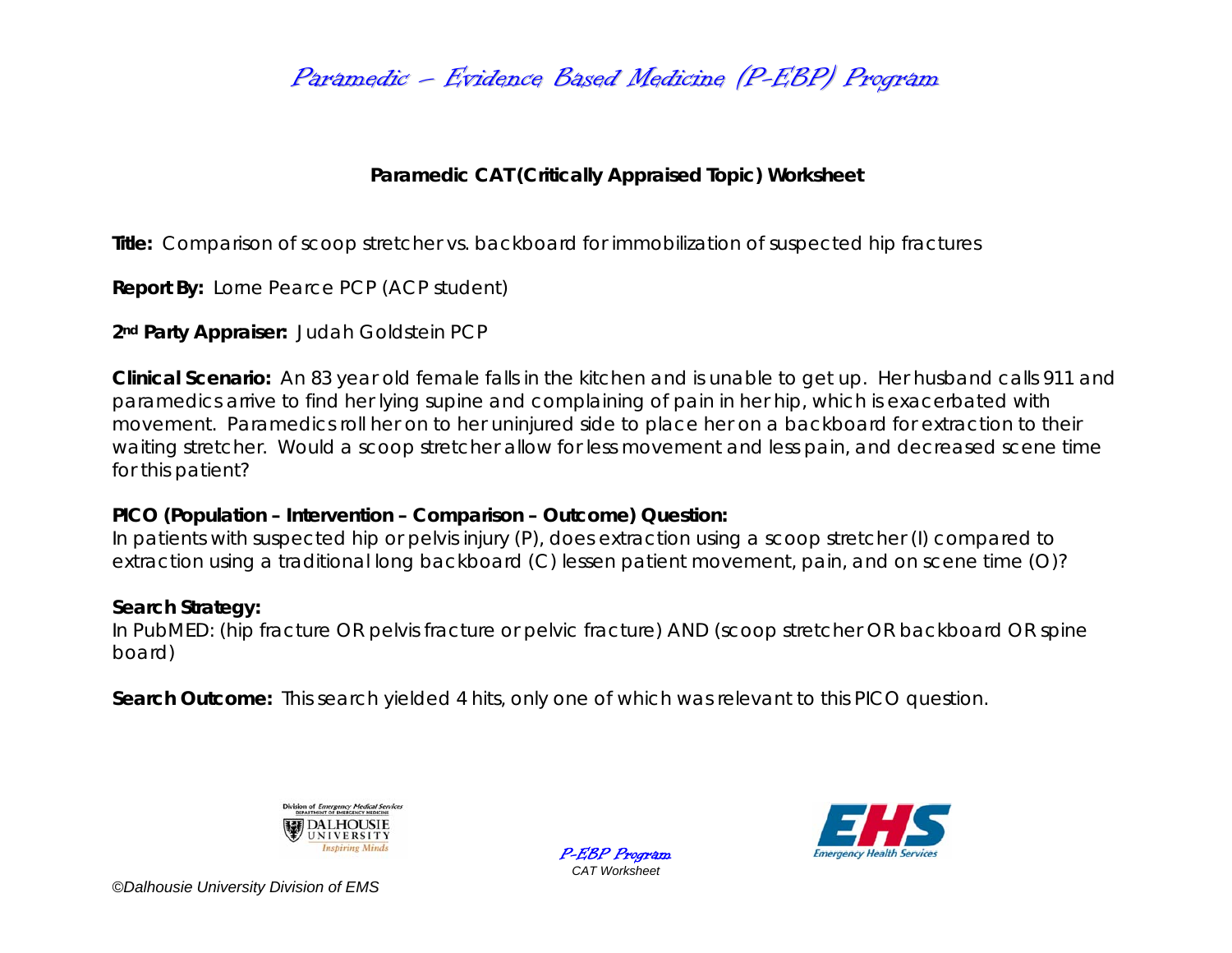# Paramedic – Evidence Based Medicine (P-EBP) Program

## Paramedic CAT (Critically Appraised Topic) Worksheet

**Title:** Comparison of scoop stretcher vs. backboard for immobilization of suspected hip fractures

**Report By:** Lorne Pearce PCP (ACP student)

**2nd Party Appraiser:** Judah Goldstein PCP

**Clinical Scenario:** An 83 year old female falls in the kitchen and is unable to get up. Her husband calls 911 and paramedics arrive to find her lying supine and complaining of pain in her hip, which is exacerbated with movement. Paramedics roll her on to her uninjured side to place her on a backboard for extraction to their waiting stretcher. Would a scoop stretcher allow for less movement and less pain, and decreased scene time for this patient?

**PICO (Population – Intervention – Comparison – Outcome) Question:**
In patients with suspected hip or pelvis injury (P), does extraction using a scoop stretcher (I) compared to extraction using a traditional long backboard (C) lessen patient movement, pain, and on scene time (O)?

**Search Strategy:**
In PubMED: (hip fracture OR pelvis fracture or pelvic fracture) AND (scoop stretcher OR backboard OR spine board)

**Search Outcome:** This search yielded 4 hits, only one of which was relevant to this PICO question.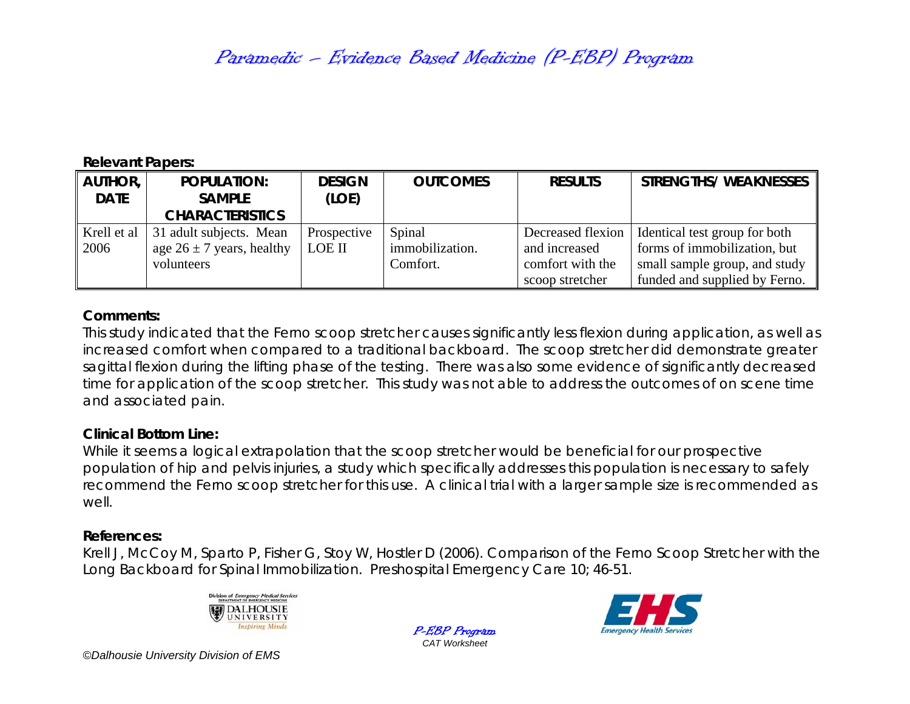**Relevant Papers:**

| AUTHOR, DATE | POPULATION: SAMPLE CHARACTERISTICS | DESIGN (LOE) | OUTCOMES | RESULTS | STRENGTHS/ WEAKNESSES |
|---|---|---|---|---|---|
| Krell et al 2006 | 31 adult subjects. Mean age $26 \pm 7$ years, healthy volunteers | Prospective LOE II | Spinal immobilization. Comfort. | Decreased flexion and increased comfort with the scoop stretcher | Identical test group for both forms of immobilization, but small sample group, and study funded and supplied by Ferno. |

**Comments:**

This study indicated that the Ferno scoop stretcher causes significantly less flexion during application, as well as increased comfort when compared to a traditional backboard. The scoop stretcher did demonstrate greater sagittal flexion during the lifting phase of the testing. There was also some evidence of significantly decreased time for application of the scoop stretcher. This study was not able to address the outcomes of on scene time and associated pain.

**Clinical Bottom Line:**

While it seems a logical extrapolation that the scoop stretcher would be beneficial for our prospective population of hip and pelvis injuries, a study which specifically addresses this population is necessary to safely recommend the Ferno scoop stretcher for this use. A clinical trial with a larger sample size is recommended as well.

**References:**

Krell J, McCoy M, Sparto P, Fisher G, Stoy W, Hostler D (2006). Comparison of the Ferno Scoop Stretcher with the Long Backboard for Spinal Immobilization. Preshospital Emergency Care 10; 46-51.